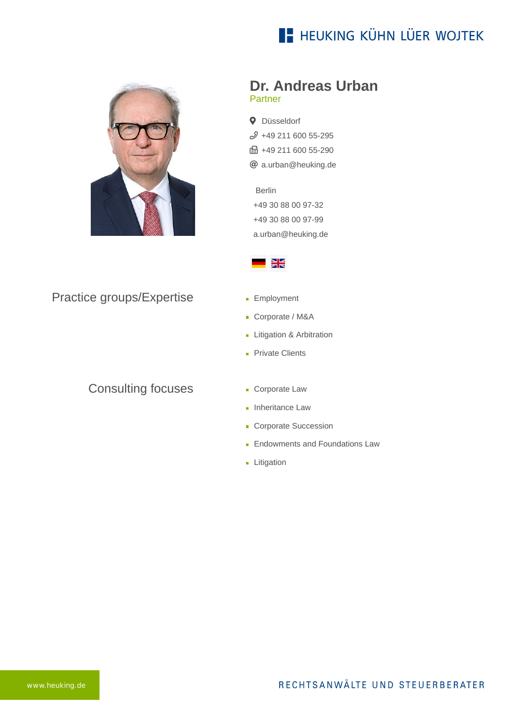# Dr. Andreas Urban

Partner

Düsseldorf
+49 211 600 55-295
+49 211 600 55-290
a.urban@heuking.de

Berlin
+49 30 88 00 97-32
+49 30 88 00 97-99
a.urban@heuking.de

## Practice groups/Expertise

- Employment
- Corporate / M&A
- Litigation & Arbitration
- Private Clients

## Consulting focuses

- Corporate Law
- Inheritance Law
- Corporate Succession
- Endowments and Foundations Law
- Litigation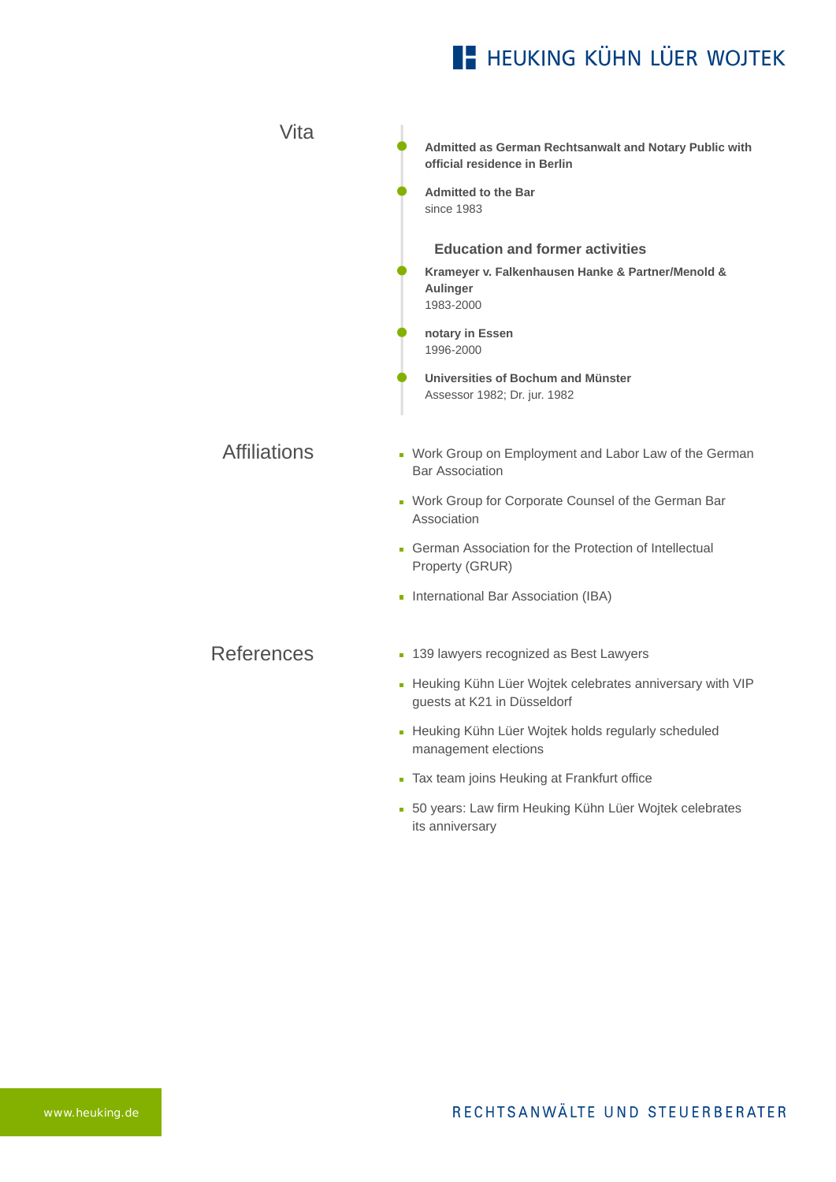## Vita

- **Admitted as German Rechtsanwalt and Notary Public with official residence in Berlin**
- **Admitted to the Bar**
  since 1983

### Education and former activities

- **Krameyer v. Falkenhausen Hanke & Partner/Menold & Aulinger**
  1983-2000
- **notary in Essen**
  1996-2000
- **Universities of Bochum and Münster**
  Assessor 1982; Dr. jur. 1982

## Affiliations

- Work Group on Employment and Labor Law of the German Bar Association
- Work Group for Corporate Counsel of the German Bar Association
- German Association for the Protection of Intellectual Property (GRUR)
- International Bar Association (IBA)

## References

- 139 lawyers recognized as Best Lawyers
- Heuking Kühn Lüer Wojtek celebrates anniversary with VIP guests at K21 in Düsseldorf
- Heuking Kühn Lüer Wojtek holds regularly scheduled management elections
- Tax team joins Heuking at Frankfurt office
- 50 years: Law firm Heuking Kühn Lüer Wojtek celebrates its anniversary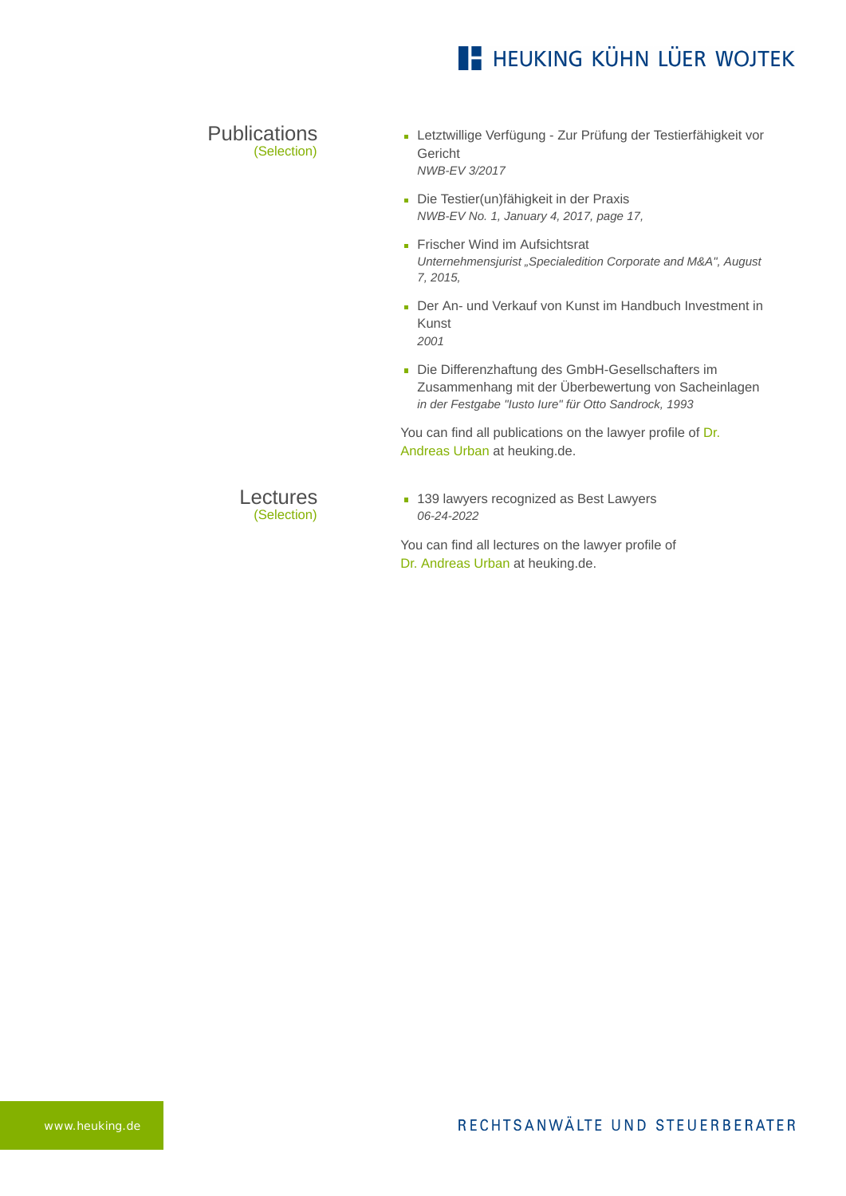## Publications
(Selection)

- Letztwillige Verfügung - Zur Prüfung der Testierfähigkeit vor Gericht
  *NWB-EV 3/2017*
- Die Testier(un)fähigkeit in der Praxis
  *NWB-EV No. 1, January 4, 2017, page 17,*
- Frischer Wind im Aufsichtsrat
  *Unternehmensjurist „Specialedition Corporate and M&A", August 7, 2015,*
- Der An- und Verkauf von Kunst im Handbuch Investment in Kunst
  *2001*
- Die Differenzhaftung des GmbH-Gesellschafters im Zusammenhang mit der Überbewertung von Sacheinlagen
  *in der Festgabe "Iusto Iure" für Otto Sandrock, 1993*

You can find all publications on the lawyer profile of Dr. Andreas Urban at heuking.de.

## Lectures
(Selection)

- 139 lawyers recognized as Best Lawyers
  *06-24-2022*

You can find all lectures on the lawyer profile of Dr. Andreas Urban at heuking.de.